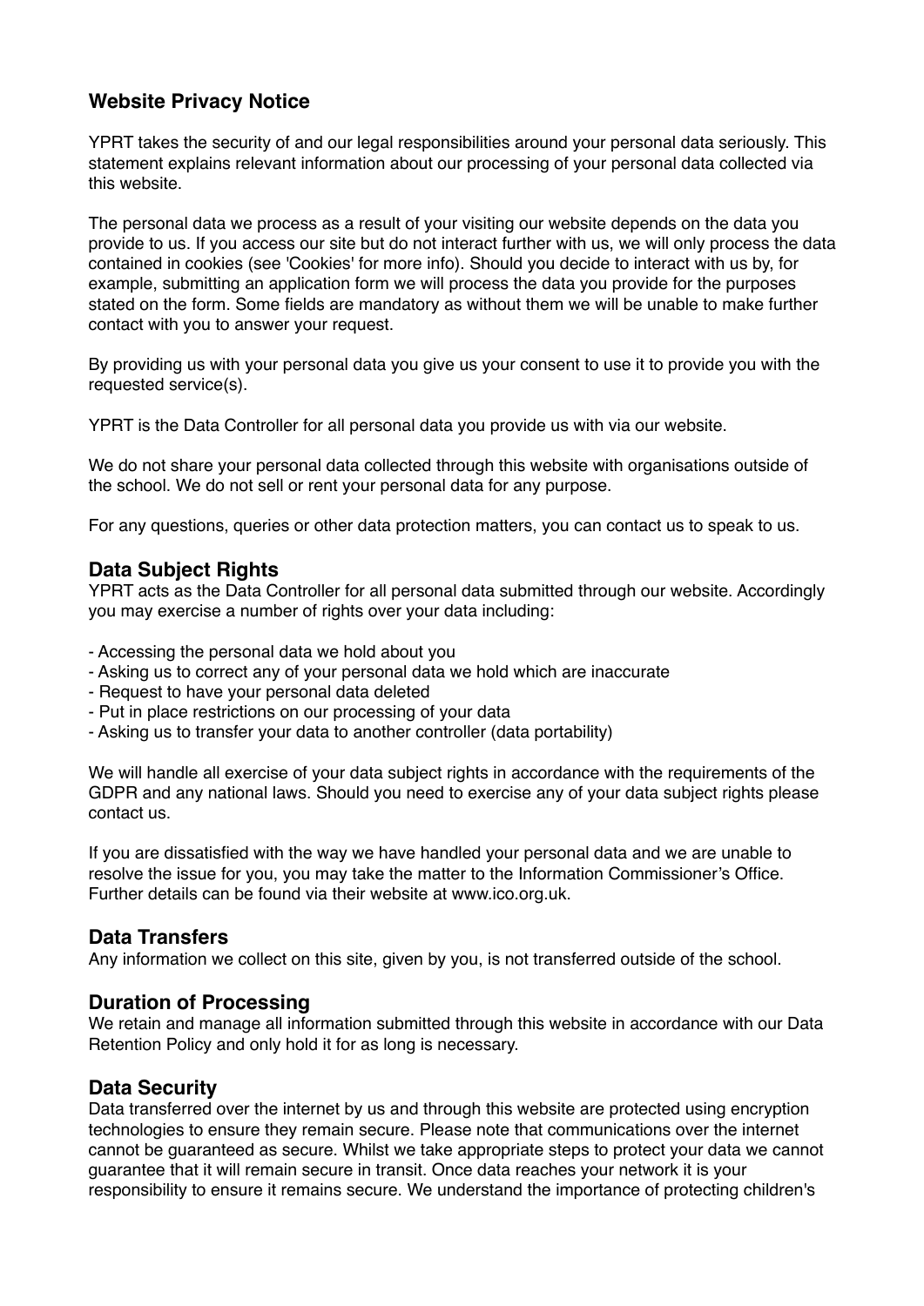## Website Privacy Notice

YPRT takes the security of and our legal responsibilities around your personal data seriously. This statement explains relevant information about our processing of your personal data collected via this website.

The personal data we process as a result of your visiting our website depends on the data you provide to us. If you access our site but do not interact further with us, we will only process the data contained in cookies (see 'Cookies' for more info). Should you decide to interact with us by, for example, submitting an application form we will process the data you provide for the purposes stated on the form. Some fields are mandatory as without them we will be unable to make further contact with you to answer your request.

By providing us with your personal data you give us your consent to use it to provide you with the requested service(s).

YPRT is the Data Controller for all personal data you provide us with via our website.

We do not share your personal data collected through this website with organisations outside of the school. We do not sell or rent your personal data for any purpose.

For any questions, queries or other data protection matters, you can contact us to speak to us.

## Data Subject Rights

YPRT acts as the Data Controller for all personal data submitted through our website. Accordingly you may exercise a number of rights over your data including:

- Accessing the personal data we hold about you
- Asking us to correct any of your personal data we hold which are inaccurate
- Request to have your personal data deleted
- Put in place restrictions on our processing of your data
- Asking us to transfer your data to another controller (data portability)

We will handle all exercise of your data subject rights in accordance with the requirements of the GDPR and any national laws. Should you need to exercise any of your data subject rights please contact us.

If you are dissatisfied with the way we have handled your personal data and we are unable to resolve the issue for you, you may take the matter to the Information Commissioner's Office. Further details can be found via their website at www.ico.org.uk.

## Data Transfers

Any information we collect on this site, given by you, is not transferred outside of the school.

## Duration of Processing

We retain and manage all information submitted through this website in accordance with our Data Retention Policy and only hold it for as long is necessary.

## Data Security

Data transferred over the internet by us and through this website are protected using encryption technologies to ensure they remain secure. Please note that communications over the internet cannot be guaranteed as secure. Whilst we take appropriate steps to protect your data we cannot guarantee that it will remain secure in transit. Once data reaches your network it is your responsibility to ensure it remains secure. We understand the importance of protecting children's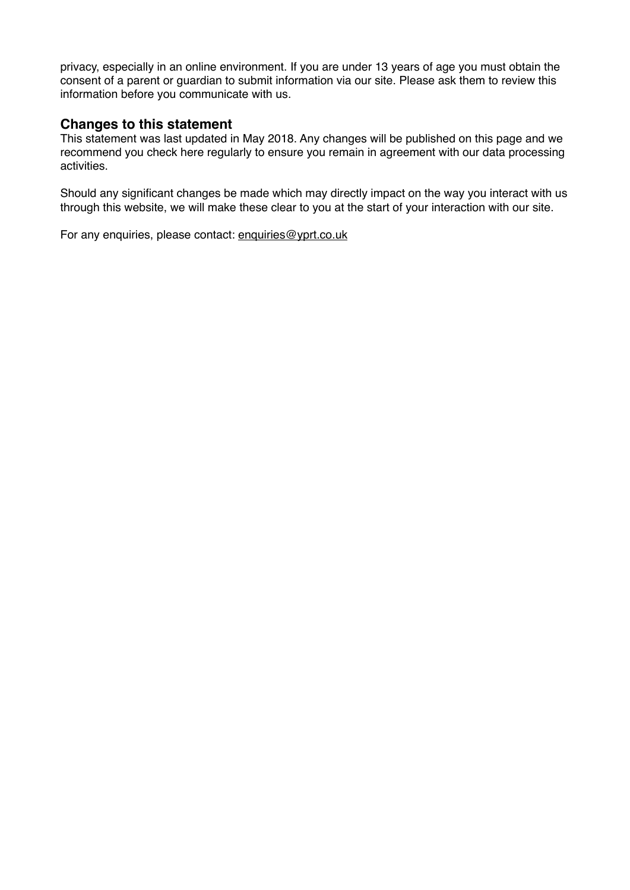privacy, especially in an online environment. If you are under 13 years of age you must obtain the consent of a parent or guardian to submit information via our site. Please ask them to review this information before you communicate with us.

## Changes to this statement

This statement was last updated in May 2018. Any changes will be published on this page and we recommend you check here regularly to ensure you remain in agreement with our data processing activities.

Should any significant changes be made which may directly impact on the way you interact with us through this website, we will make these clear to you at the start of your interaction with our site.

For any enquiries, please contact: enquiries@yprt.co.uk